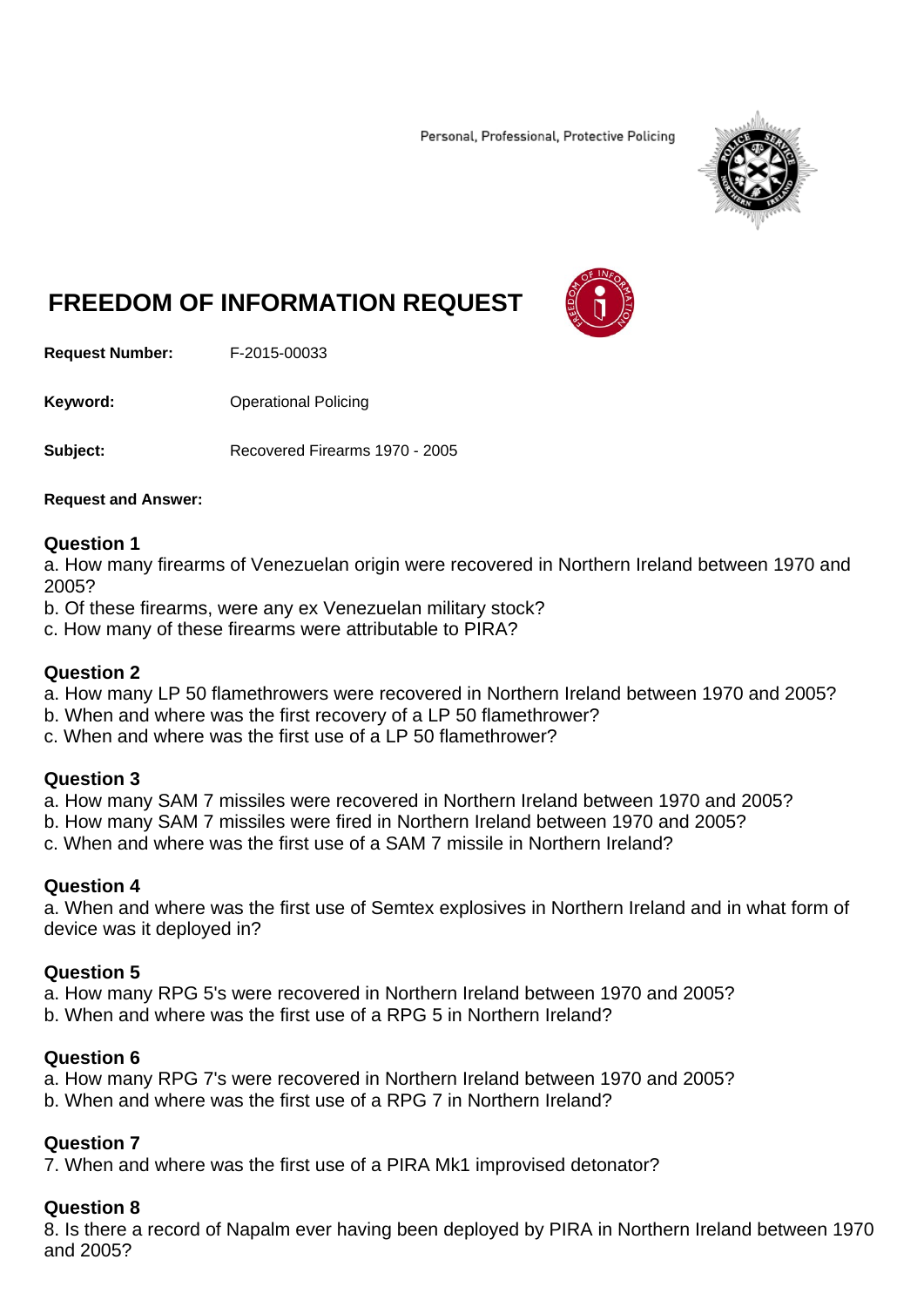Personal, Professional, Protective Policing

# FREEDOM OF INFORMATION REQUEST

**Request Number:** F-2015-00033

**Keyword:** Operational Policing

**Subject:** Recovered Firearms 1970 - 2005

**Request and Answer:**

### Question 1

a. How many firearms of Venezuelan origin were recovered in Northern Ireland between 1970 and 2005?

b. Of these firearms, were any ex Venezuelan military stock?

c. How many of these firearms were attributable to PIRA?

### Question 2

a. How many LP 50 flamethrowers were recovered in Northern Ireland between 1970 and 2005?

b. When and where was the first recovery of a LP 50 flamethrower?

c. When and where was the first use of a LP 50 flamethrower?

### Question 3

a. How many SAM 7 missiles were recovered in Northern Ireland between 1970 and 2005?

b. How many SAM 7 missiles were fired in Northern Ireland between 1970 and 2005?

c. When and where was the first use of a SAM 7 missile in Northern Ireland?

### Question 4

a. When and where was the first use of Semtex explosives in Northern Ireland and in what form of device was it deployed in?

### Question 5

a. How many RPG 5's were recovered in Northern Ireland between 1970 and 2005?

b. When and where was the first use of a RPG 5 in Northern Ireland?

### Question 6

a. How many RPG 7's were recovered in Northern Ireland between 1970 and 2005?

b. When and where was the first use of a RPG 7 in Northern Ireland?

### Question 7

7. When and where was the first use of a PIRA Mk1 improvised detonator?

### Question 8

8. Is there a record of Napalm ever having been deployed by PIRA in Northern Ireland between 1970 and 2005?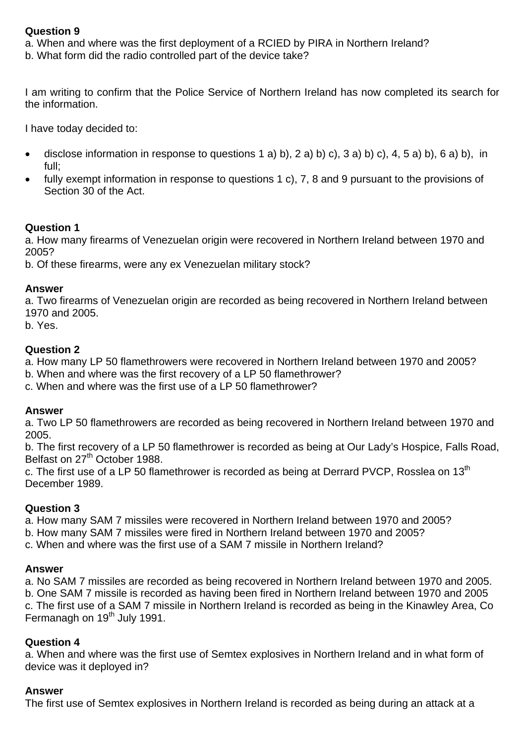**Question 9**

a. When and where was the first deployment of a RCIED by PIRA in Northern Ireland?
b. What form did the radio controlled part of the device take?

I am writing to confirm that the Police Service of Northern Ireland has now completed its search for the information.

I have today decided to:

- disclose information in response to questions 1 a) b), 2 a) b) c), 3 a) b) c), 4, 5 a) b), 6 a) b), in full;
- fully exempt information in response to questions 1 c), 7, 8 and 9 pursuant to the provisions of Section 30 of the Act.

**Question 1**

a. How many firearms of Venezuelan origin were recovered in Northern Ireland between 1970 and 2005?
b. Of these firearms, were any ex Venezuelan military stock?

**Answer**

a. Two firearms of Venezuelan origin are recorded as being recovered in Northern Ireland between 1970 and 2005.
b. Yes.

**Question 2**

a. How many LP 50 flamethrowers were recovered in Northern Ireland between 1970 and 2005?
b. When and where was the first recovery of a LP 50 flamethrower?
c. When and where was the first use of a LP 50 flamethrower?

**Answer**

a. Two LP 50 flamethrowers are recorded as being recovered in Northern Ireland between 1970 and 2005.
b. The first recovery of a LP 50 flamethrower is recorded as being at Our Lady's Hospice, Falls Road, Belfast on 27th October 1988.
c. The first use of a LP 50 flamethrower is recorded as being at Derrard PVCP, Rosslea on 13th December 1989.

**Question 3**

a. How many SAM 7 missiles were recovered in Northern Ireland between 1970 and 2005?
b. How many SAM 7 missiles were fired in Northern Ireland between 1970 and 2005?
c. When and where was the first use of a SAM 7 missile in Northern Ireland?

**Answer**

a. No SAM 7 missiles are recorded as being recovered in Northern Ireland between 1970 and 2005.
b. One SAM 7 missile is recorded as having been fired in Northern Ireland between 1970 and 2005
c. The first use of a SAM 7 missile in Northern Ireland is recorded as being in the Kinawley Area, Co Fermanagh on 19th July 1991.

**Question 4**

a. When and where was the first use of Semtex explosives in Northern Ireland and in what form of device was it deployed in?

**Answer**

The first use of Semtex explosives in Northern Ireland is recorded as being during an attack at a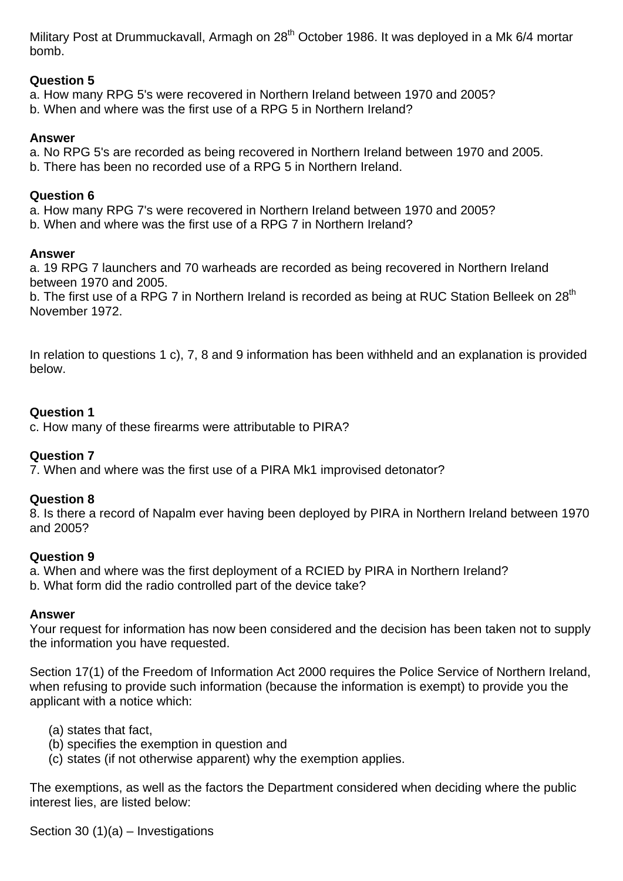Military Post at Drummuckavall, Armagh on 28th October 1986. It was deployed in a Mk 6/4 mortar bomb.

**Question 5**
a. How many RPG 5's were recovered in Northern Ireland between 1970 and 2005?
b. When and where was the first use of a RPG 5 in Northern Ireland?

**Answer**
a. No RPG 5's are recorded as being recovered in Northern Ireland between 1970 and 2005.
b. There has been no recorded use of a RPG 5 in Northern Ireland.

**Question 6**
a. How many RPG 7's were recovered in Northern Ireland between 1970 and 2005?
b. When and where was the first use of a RPG 7 in Northern Ireland?

**Answer**
a. 19 RPG 7 launchers and 70 warheads are recorded as being recovered in Northern Ireland between 1970 and 2005.
b. The first use of a RPG 7 in Northern Ireland is recorded as being at RUC Station Belleek on 28th November 1972.

In relation to questions 1 c), 7, 8 and 9 information has been withheld and an explanation is provided below.

**Question 1**
c. How many of these firearms were attributable to PIRA?

**Question 7**
7. When and where was the first use of a PIRA Mk1 improvised detonator?

**Question 8**
8. Is there a record of Napalm ever having been deployed by PIRA in Northern Ireland between 1970 and 2005?

**Question 9**
a. When and where was the first deployment of a RCIED by PIRA in Northern Ireland?
b. What form did the radio controlled part of the device take?

**Answer**
Your request for information has now been considered and the decision has been taken not to supply the information you have requested.

Section 17(1) of the Freedom of Information Act 2000 requires the Police Service of Northern Ireland, when refusing to provide such information (because the information is exempt) to provide you the applicant with a notice which:

(a) states that fact,
(b) specifies the exemption in question and
(c) states (if not otherwise apparent) why the exemption applies.

The exemptions, as well as the factors the Department considered when deciding where the public interest lies, are listed below:

Section 30 (1)(a) – Investigations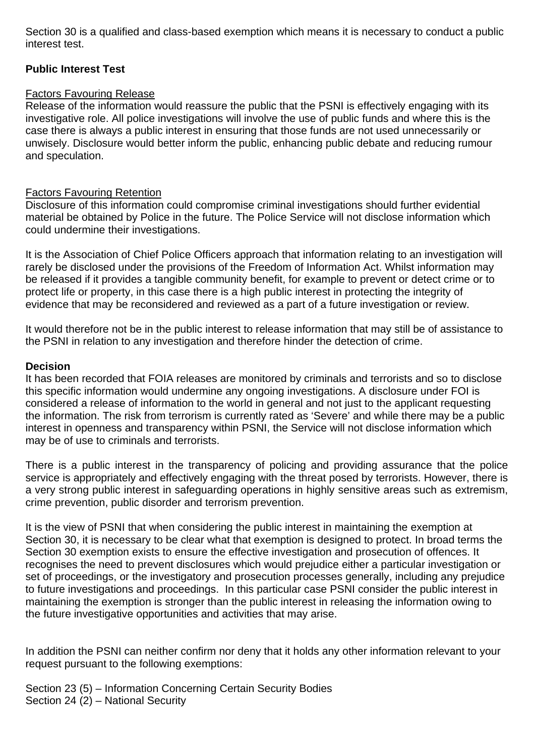Section 30 is a qualified and class-based exemption which means it is necessary to conduct a public interest test.

**Public Interest Test**

Factors Favouring Release

Release of the information would reassure the public that the PSNI is effectively engaging with its investigative role. All police investigations will involve the use of public funds and where this is the case there is always a public interest in ensuring that those funds are not used unnecessarily or unwisely. Disclosure would better inform the public, enhancing public debate and reducing rumour and speculation.

Factors Favouring Retention

Disclosure of this information could compromise criminal investigations should further evidential material be obtained by Police in the future. The Police Service will not disclose information which could undermine their investigations.

It is the Association of Chief Police Officers approach that information relating to an investigation will rarely be disclosed under the provisions of the Freedom of Information Act. Whilst information may be released if it provides a tangible community benefit, for example to prevent or detect crime or to protect life or property, in this case there is a high public interest in protecting the integrity of evidence that may be reconsidered and reviewed as a part of a future investigation or review.

It would therefore not be in the public interest to release information that may still be of assistance to the PSNI in relation to any investigation and therefore hinder the detection of crime.

**Decision**

It has been recorded that FOIA releases are monitored by criminals and terrorists and so to disclose this specific information would undermine any ongoing investigations. A disclosure under FOI is considered a release of information to the world in general and not just to the applicant requesting the information. The risk from terrorism is currently rated as 'Severe' and while there may be a public interest in openness and transparency within PSNI, the Service will not disclose information which may be of use to criminals and terrorists.

There is a public interest in the transparency of policing and providing assurance that the police service is appropriately and effectively engaging with the threat posed by terrorists. However, there is a very strong public interest in safeguarding operations in highly sensitive areas such as extremism, crime prevention, public disorder and terrorism prevention.

It is the view of PSNI that when considering the public interest in maintaining the exemption at Section 30, it is necessary to be clear what that exemption is designed to protect. In broad terms the Section 30 exemption exists to ensure the effective investigation and prosecution of offences. It recognises the need to prevent disclosures which would prejudice either a particular investigation or set of proceedings, or the investigatory and prosecution processes generally, including any prejudice to future investigations and proceedings. In this particular case PSNI consider the public interest in maintaining the exemption is stronger than the public interest in releasing the information owing to the future investigative opportunities and activities that may arise.

In addition the PSNI can neither confirm nor deny that it holds any other information relevant to your request pursuant to the following exemptions:

Section 23 (5) – Information Concerning Certain Security Bodies
Section 24 (2) – National Security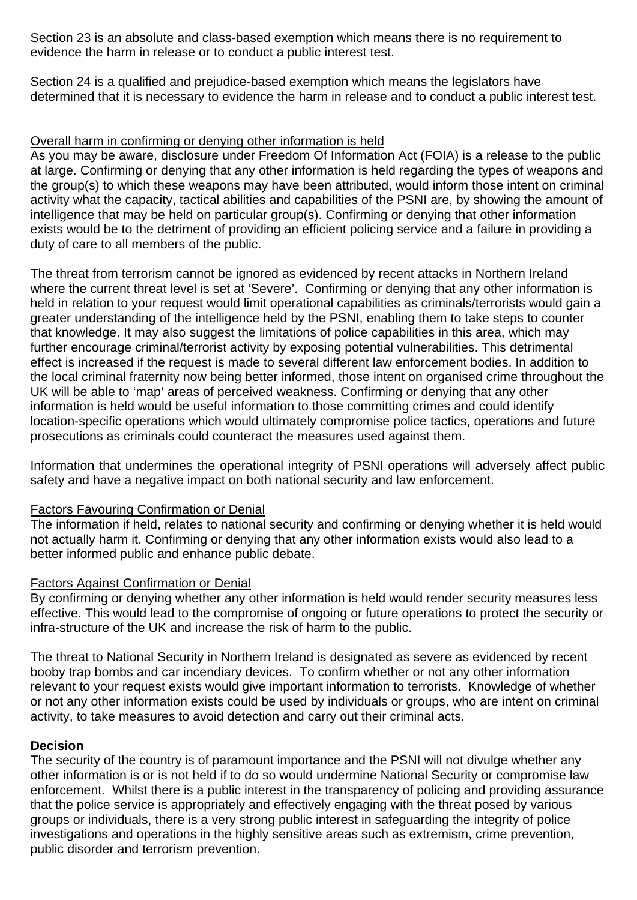Section 23 is an absolute and class-based exemption which means there is no requirement to evidence the harm in release or to conduct a public interest test.

Section 24 is a qualified and prejudice-based exemption which means the legislators have determined that it is necessary to evidence the harm in release and to conduct a public interest test.

<u>Overall harm in confirming or denying other information is held</u>

As you may be aware, disclosure under Freedom Of Information Act (FOIA) is a release to the public at large. Confirming or denying that any other information is held regarding the types of weapons and the group(s) to which these weapons may have been attributed, would inform those intent on criminal activity what the capacity, tactical abilities and capabilities of the PSNI are, by showing the amount of intelligence that may be held on particular group(s). Confirming or denying that other information exists would be to the detriment of providing an efficient policing service and a failure in providing a duty of care to all members of the public.

The threat from terrorism cannot be ignored as evidenced by recent attacks in Northern Ireland where the current threat level is set at 'Severe'. Confirming or denying that any other information is held in relation to your request would limit operational capabilities as criminals/terrorists would gain a greater understanding of the intelligence held by the PSNI, enabling them to take steps to counter that knowledge. It may also suggest the limitations of police capabilities in this area, which may further encourage criminal/terrorist activity by exposing potential vulnerabilities. This detrimental effect is increased if the request is made to several different law enforcement bodies. In addition to the local criminal fraternity now being better informed, those intent on organised crime throughout the UK will be able to 'map' areas of perceived weakness. Confirming or denying that any other information is held would be useful information to those committing crimes and could identify location-specific operations which would ultimately compromise police tactics, operations and future prosecutions as criminals could counteract the measures used against them.

Information that undermines the operational integrity of PSNI operations will adversely affect public safety and have a negative impact on both national security and law enforcement.

<u>Factors Favouring Confirmation or Denial</u>

The information if held, relates to national security and confirming or denying whether it is held would not actually harm it. Confirming or denying that any other information exists would also lead to a better informed public and enhance public debate.

<u>Factors Against Confirmation or Denial</u>

By confirming or denying whether any other information is held would render security measures less effective. This would lead to the compromise of ongoing or future operations to protect the security or infra-structure of the UK and increase the risk of harm to the public.

The threat to National Security in Northern Ireland is designated as severe as evidenced by recent booby trap bombs and car incendiary devices. To confirm whether or not any other information relevant to your request exists would give important information to terrorists. Knowledge of whether or not any other information exists could be used by individuals or groups, who are intent on criminal activity, to take measures to avoid detection and carry out their criminal acts.

**Decision**

The security of the country is of paramount importance and the PSNI will not divulge whether any other information is or is not held if to do so would undermine National Security or compromise law enforcement. Whilst there is a public interest in the transparency of policing and providing assurance that the police service is appropriately and effectively engaging with the threat posed by various groups or individuals, there is a very strong public interest in safeguarding the integrity of police investigations and operations in the highly sensitive areas such as extremism, crime prevention, public disorder and terrorism prevention.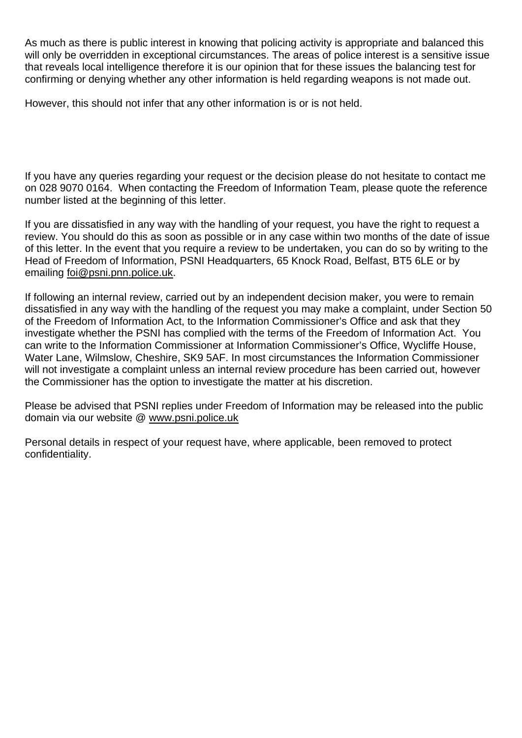As much as there is public interest in knowing that policing activity is appropriate and balanced this will only be overridden in exceptional circumstances. The areas of police interest is a sensitive issue that reveals local intelligence therefore it is our opinion that for these issues the balancing test for confirming or denying whether any other information is held regarding weapons is not made out.

However, this should not infer that any other information is or is not held.

If you have any queries regarding your request or the decision please do not hesitate to contact me on 028 9070 0164. When contacting the Freedom of Information Team, please quote the reference number listed at the beginning of this letter.

If you are dissatisfied in any way with the handling of your request, you have the right to request a review. You should do this as soon as possible or in any case within two months of the date of issue of this letter. In the event that you require a review to be undertaken, you can do so by writing to the Head of Freedom of Information, PSNI Headquarters, 65 Knock Road, Belfast, BT5 6LE or by emailing foi@psni.pnn.police.uk.

If following an internal review, carried out by an independent decision maker, you were to remain dissatisfied in any way with the handling of the request you may make a complaint, under Section 50 of the Freedom of Information Act, to the Information Commissioner's Office and ask that they investigate whether the PSNI has complied with the terms of the Freedom of Information Act. You can write to the Information Commissioner at Information Commissioner's Office, Wycliffe House, Water Lane, Wilmslow, Cheshire, SK9 5AF. In most circumstances the Information Commissioner will not investigate a complaint unless an internal review procedure has been carried out, however the Commissioner has the option to investigate the matter at his discretion.

Please be advised that PSNI replies under Freedom of Information may be released into the public domain via our website @ www.psni.police.uk

Personal details in respect of your request have, where applicable, been removed to protect confidentiality.